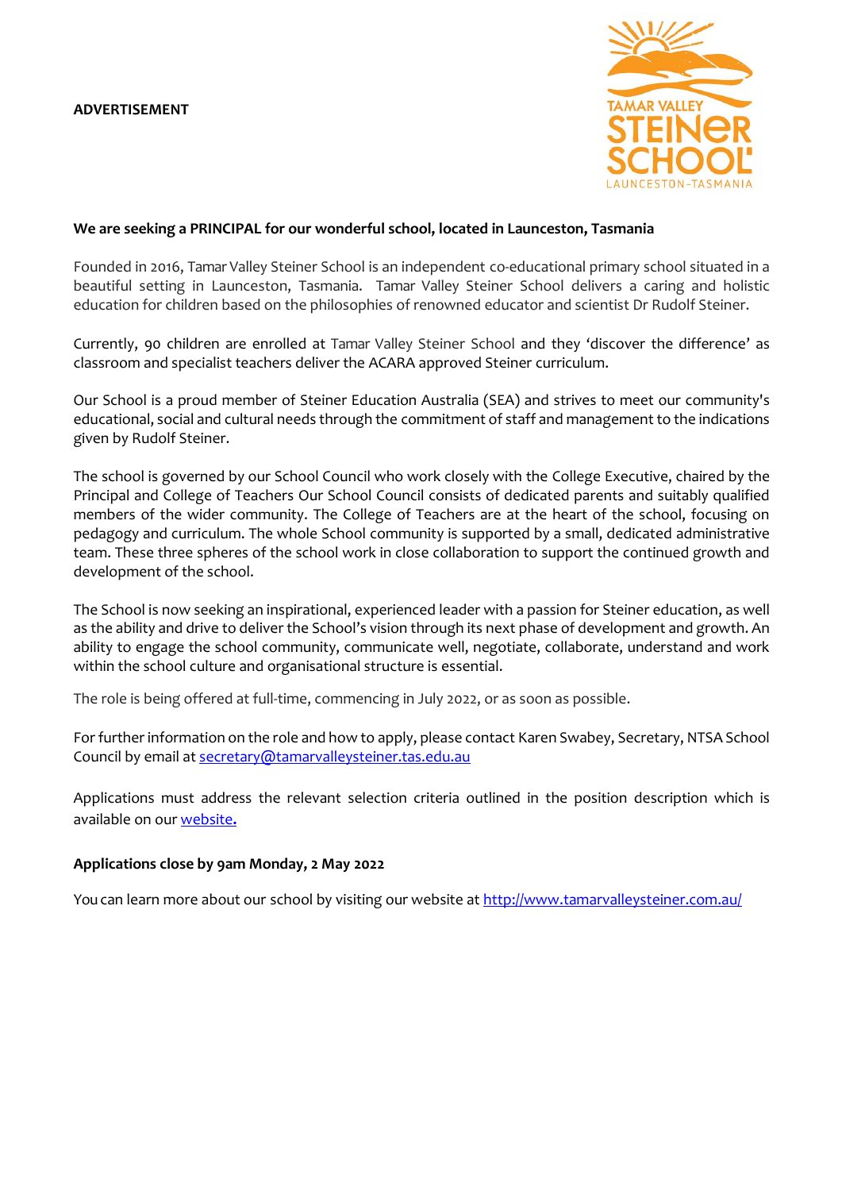**ADVERTISEMENT**

TAMAR VALLEY STEINER SCHOOL LAUNCESTON-TASMANIA

**We are seeking a PRINCIPAL for our wonderful school, located in Launceston, Tasmania**

Founded in 2016, Tamar Valley Steiner School is an independent co-educational primary school situated in a beautiful setting in Launceston, Tasmania. Tamar Valley Steiner School delivers a caring and holistic education for children based on the philosophies of renowned educator and scientist Dr Rudolf Steiner.

Currently, 90 children are enrolled at Tamar Valley Steiner School and they 'discover the difference' as classroom and specialist teachers deliver the ACARA approved Steiner curriculum.

Our School is a proud member of Steiner Education Australia (SEA) and strives to meet our community's educational, social and cultural needs through the commitment of staff and management to the indications given by Rudolf Steiner.

The school is governed by our School Council who work closely with the College Executive, chaired by the Principal and College of Teachers Our School Council consists of dedicated parents and suitably qualified members of the wider community. The College of Teachers are at the heart of the school, focusing on pedagogy and curriculum. The whole School community is supported by a small, dedicated administrative team. These three spheres of the school work in close collaboration to support the continued growth and development of the school.

The School is now seeking an inspirational, experienced leader with a passion for Steiner education, as well as the ability and drive to deliver the School's vision through its next phase of development and growth. An ability to engage the school community, communicate well, negotiate, collaborate, understand and work within the school culture and organisational structure is essential.

The role is being offered at full-time, commencing in July 2022, or as soon as possible.

For further information on the role and how to apply, please contact Karen Swabey, Secretary, NTSA School Council by email at secretary@tamarvalleysteiner.tas.edu.au

Applications must address the relevant selection criteria outlined in the position description which is available on our website.

**Applications close by 9am Monday, 2 May 2022**

You can learn more about our school by visiting our website at http://www.tamarvalleysteiner.com.au/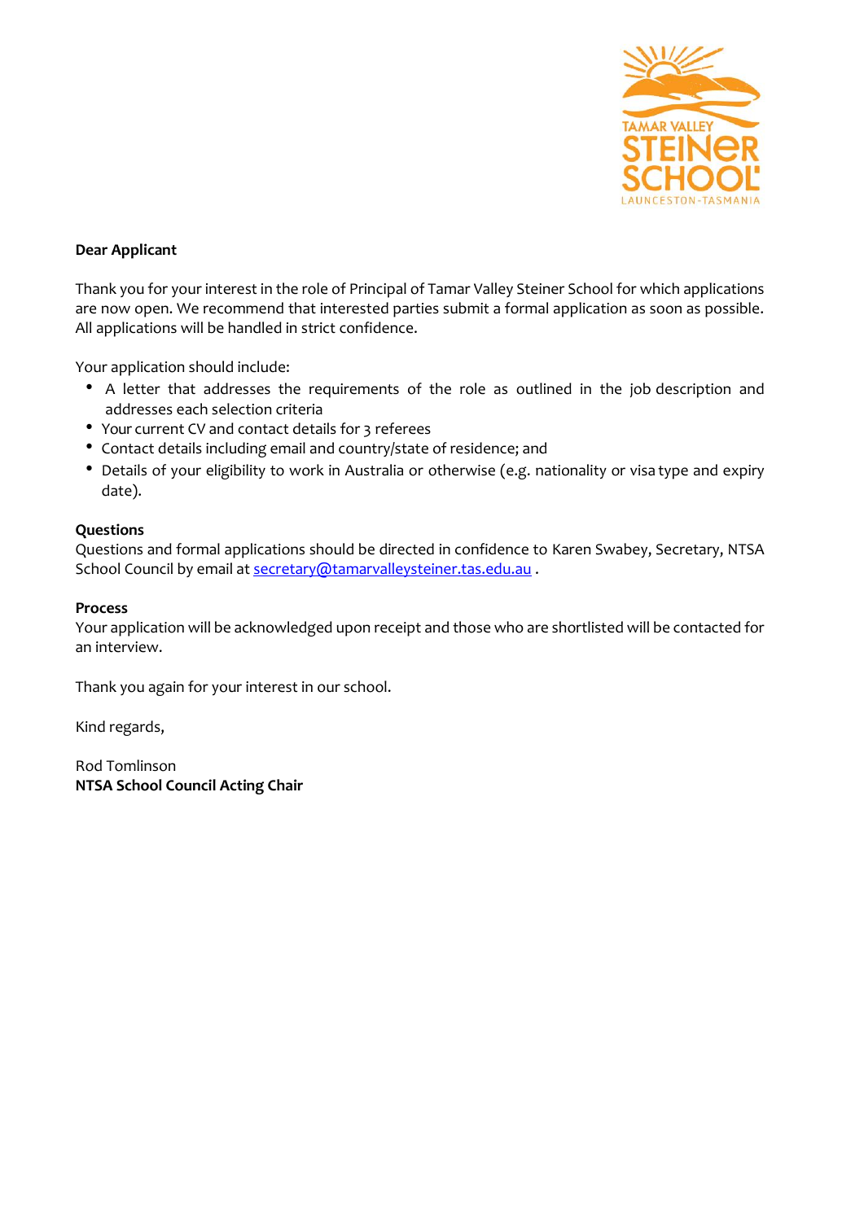**Dear Applicant**

Thank you for your interest in the role of Principal of Tamar Valley Steiner School for which applications are now open. We recommend that interested parties submit a formal application as soon as possible. All applications will be handled in strict confidence.

Your application should include:

- A letter that addresses the requirements of the role as outlined in the job description and addresses each selection criteria
- Your current CV and contact details for 3 referees
- Contact details including email and country/state of residence; and
- Details of your eligibility to work in Australia or otherwise (e.g. nationality or visa type and expiry date).

**Questions**

Questions and formal applications should be directed in confidence to Karen Swabey, Secretary, NTSA School Council by email at secretary@tamarvalleysteiner.tas.edu.au .

**Process**

Your application will be acknowledged upon receipt and those who are shortlisted will be contacted for an interview.

Thank you again for your interest in our school.

Kind regards,

Rod Tomlinson
**NTSA School Council Acting Chair**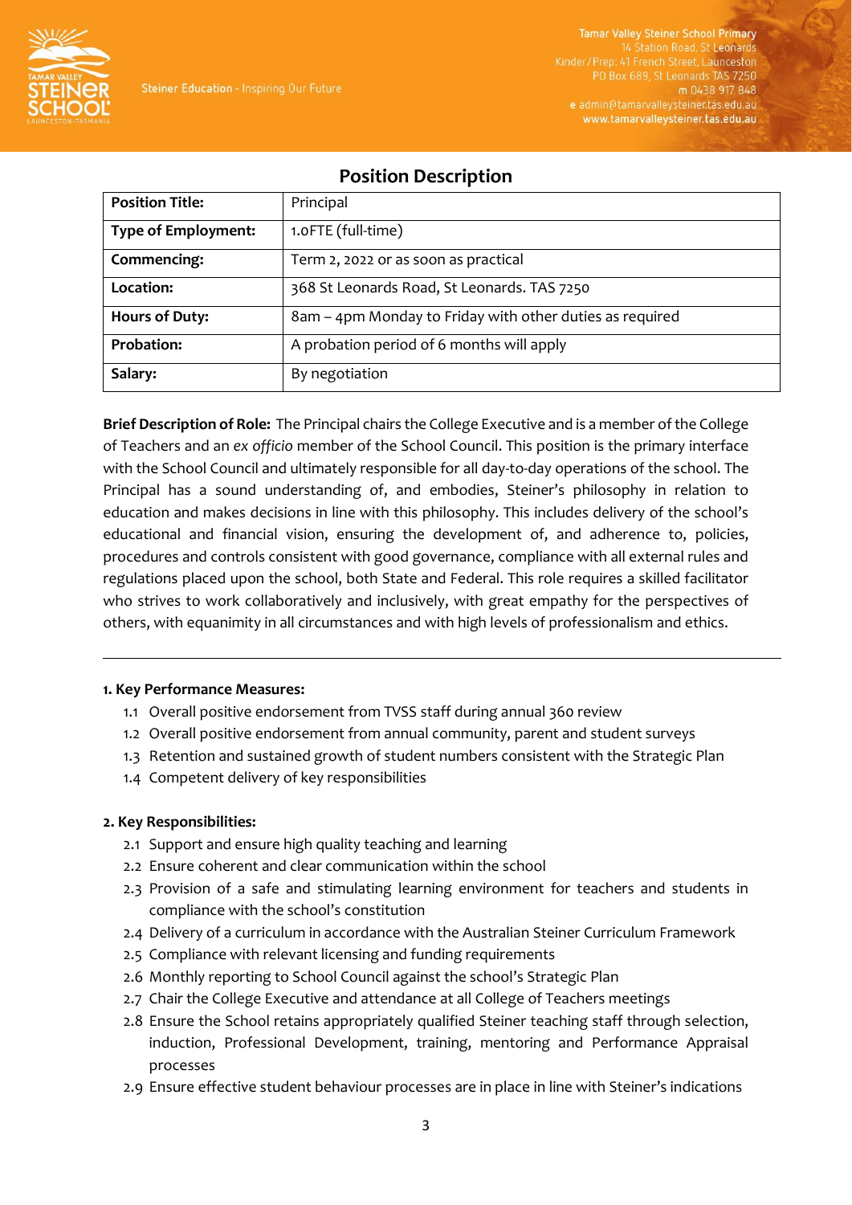## Position Description

| Position Title: | Principal |
|---|---|
| Type of Employment: | 1.0FTE (full-time) |
| Commencing: | Term 2, 2022 or as soon as practical |
| Location: | 368 St Leonards Road, St Leonards. TAS 7250 |
| Hours of Duty: | 8am – 4pm Monday to Friday with other duties as required |
| Probation: | A probation period of 6 months will apply |
| Salary: | By negotiation |

**Brief Description of Role:** The Principal chairs the College Executive and is a member of the College of Teachers and an *ex officio* member of the School Council. This position is the primary interface with the School Council and ultimately responsible for all day-to-day operations of the school. The Principal has a sound understanding of, and embodies, Steiner's philosophy in relation to education and makes decisions in line with this philosophy. This includes delivery of the school's educational and financial vision, ensuring the development of, and adherence to, policies, procedures and controls consistent with good governance, compliance with all external rules and regulations placed upon the school, both State and Federal. This role requires a skilled facilitator who strives to work collaboratively and inclusively, with great empathy for the perspectives of others, with equanimity in all circumstances and with high levels of professionalism and ethics.

---

**1. Key Performance Measures:**

1.1 Overall positive endorsement from TVSS staff during annual 360 review
1.2 Overall positive endorsement from annual community, parent and student surveys
1.3 Retention and sustained growth of student numbers consistent with the Strategic Plan
1.4 Competent delivery of key responsibilities

**2. Key Responsibilities:**

2.1 Support and ensure high quality teaching and learning
2.2 Ensure coherent and clear communication within the school
2.3 Provision of a safe and stimulating learning environment for teachers and students in compliance with the school's constitution
2.4 Delivery of a curriculum in accordance with the Australian Steiner Curriculum Framework
2.5 Compliance with relevant licensing and funding requirements
2.6 Monthly reporting to School Council against the school's Strategic Plan
2.7 Chair the College Executive and attendance at all College of Teachers meetings
2.8 Ensure the School retains appropriately qualified Steiner teaching staff through selection, induction, Professional Development, training, mentoring and Performance Appraisal processes
2.9 Ensure effective student behaviour processes are in place in line with Steiner's indications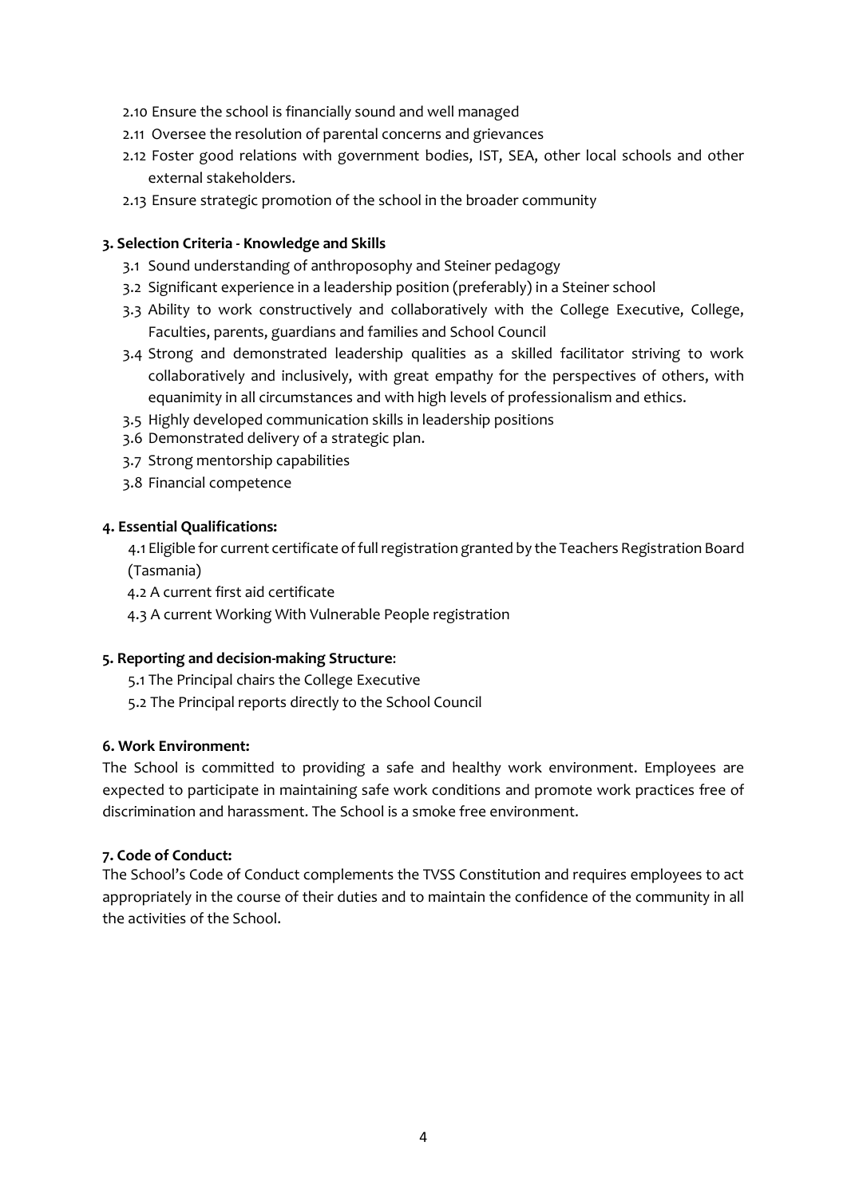2.10 Ensure the school is financially sound and well managed

2.11 Oversee the resolution of parental concerns and grievances

2.12 Foster good relations with government bodies, IST, SEA, other local schools and other external stakeholders.

2.13 Ensure strategic promotion of the school in the broader community

**3. Selection Criteria - Knowledge and Skills**

3.1 Sound understanding of anthroposophy and Steiner pedagogy

3.2 Significant experience in a leadership position (preferably) in a Steiner school

3.3 Ability to work constructively and collaboratively with the College Executive, College, Faculties, parents, guardians and families and School Council

3.4 Strong and demonstrated leadership qualities as a skilled facilitator striving to work collaboratively and inclusively, with great empathy for the perspectives of others, with equanimity in all circumstances and with high levels of professionalism and ethics.

3.5 Highly developed communication skills in leadership positions

3.6 Demonstrated delivery of a strategic plan.

3.7 Strong mentorship capabilities

3.8 Financial competence

**4. Essential Qualifications:**

4.1 Eligible for current certificate of full registration granted by the Teachers Registration Board (Tasmania)

4.2 A current first aid certificate

4.3 A current Working With Vulnerable People registration

**5. Reporting and decision-making Structure**:

5.1 The Principal chairs the College Executive

5.2 The Principal reports directly to the School Council

**6. Work Environment:**

The School is committed to providing a safe and healthy work environment. Employees are expected to participate in maintaining safe work conditions and promote work practices free of discrimination and harassment. The School is a smoke free environment.

**7. Code of Conduct:**

The School's Code of Conduct complements the TVSS Constitution and requires employees to act appropriately in the course of their duties and to maintain the confidence of the community in all the activities of the School.